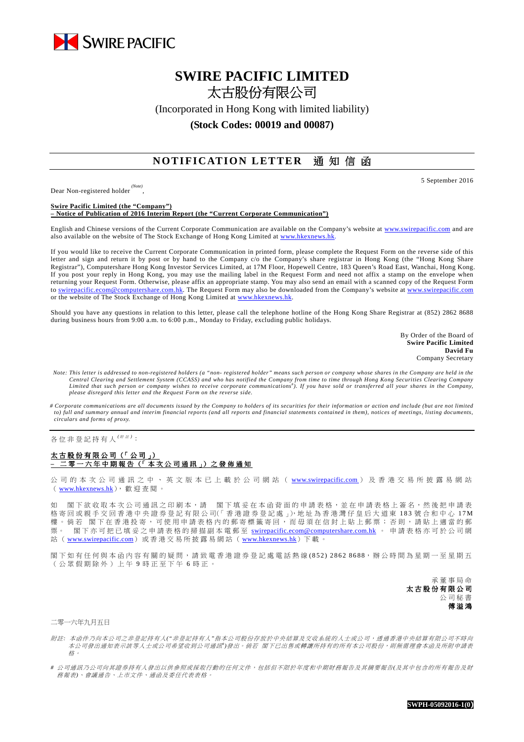SWIRE PACIFIC

# SWIRE PACIFIC LIMITED
# 太古股份有限公司

(Incorporated in Hong Kong with limited liability)

**(Stock Codes: 00019 and 00087)**

## NOTIFICATION LETTER 通知信函

5 September 2016

Dear Non-registered holder [(Note)],

**Swire Pacific Limited (the "Company")**
**– Notice of Publication of 2016 Interim Report (the "Current Corporate Communication")**

English and Chinese versions of the Current Corporate Communication are available on the Company's website at www.swirepacific.com and are also available on the website of The Stock Exchange of Hong Kong Limited at www.hkexnews.hk.

If you would like to receive the Current Corporate Communication in printed form, please complete the Request Form on the reverse side of this letter and sign and return it by post or by hand to the Company c/o the Company's share registrar in Hong Kong (the "Hong Kong Share Registrar"), Computershare Hong Kong Investor Services Limited, at 17M Floor, Hopewell Centre, 183 Queen's Road East, Wanchai, Hong Kong. If you post your reply in Hong Kong, you may use the mailing label in the Request Form and need not affix a stamp on the envelope when returning your Request Form. Otherwise, please affix an appropriate stamp. You may also send an email with a scanned copy of the Request Form to swirepacific.ecom@computershare.com.hk. The Request Form may also be downloaded from the Company's website at www.swirepacific.com or the website of The Stock Exchange of Hong Kong Limited at www.hkexnews.hk.

Should you have any questions in relation to this letter, please call the telephone hotline of the Hong Kong Share Registrar at (852) 2862 8688 during business hours from 9:00 a.m. to 6:00 p.m., Monday to Friday, excluding public holidays.

By Order of the Board of
**Swire Pacific Limited**
**David Fu**
Company Secretary

*Note: This letter is addressed to non-registered holders (a "non- registered holder" means such person or company whose shares in the Company are held in the Central Clearing and Settlement System (CCASS) and who has notified the Company from time to time through Hong Kong Securities Clearing Company Limited that such person or company wishes to receive corporate communications[#]). If you have sold or transferred all your shares in the Company, please disregard this letter and the Request Form on the reverse side.*

*# Corporate communications are all documents issued by the Company to holders of its securities for their information or action and include (but are not limited to) full and summary annual and interim financial reports (and all reports and financial statements contained in them), notices of meetings, listing documents, circulars and forms of proxy.*

---

各位非登記持有人[(附註)]：

**太古股份有限公司（「公司」）**
**– 二零一六年中期報告（「本次公司通訊」）之發佈通知**

公司的本次公司通訊之中、英文版本已上載於公司網站（www.swirepacific.com）及香港交易所披露易網站（www.hkexnews.hk），歡迎查閱。

如 閣下欲收取本次公司通訊之印刷本，請 閣下填妥在本函背面的申請表格，並在申請表格上簽名，然後把申請表格寄回或親手交回香港中央證券登記有限公司(「香港證券登記處」)，地址為香港灣仔皇后大道東183號合和中心17M樓。倘若 閣下在香港投寄，可使用申請表格內的郵寄標籤寄回，而毋須在信封上貼上郵票；否則，請貼上適當的郵票。 閣下亦可把已填妥之申請表格的掃描副本電郵至 swirepacific.ecom@computershare.com.hk 。申請表格亦可於公司網站（www.swirepacific.com）或香港交易所披露易網站（www.hkexnews.hk）下載。

閣下如有任何與本函內容有關的疑問，請致電香港證券登記處電話熱線(852) 2862 8688，辦公時間為星期一至星期五（公眾假期除外）上午9時正至下午6時正。

承董事局命
**太古股份有限公司**
公司秘書
**傅溢鴻**

二零一六年九月五日

*附註：本函件乃向本公司之非登記持有人("非登記持有人"指本公司股份存放於中央結算及交收系統的人士或公司，透過香港中央結算有限公司不時向本公司發出通知表示該等人士或公司希望收到公司通訊[#])發出。倘若 閣下已出售或轉讓所持有的所有本公司股份，則無需理會本函及所附申請表格。*

*# 公司通訊乃公司向其證券持有人發出以供參照或採取行動的任何文件，包括但不限於年度和中期財務報告及其摘要報告(及其中包含的所有報告及財務報表)、會議通告、上市文件、通函及委任代表表格。*

**SWPH-05092016-1(0)**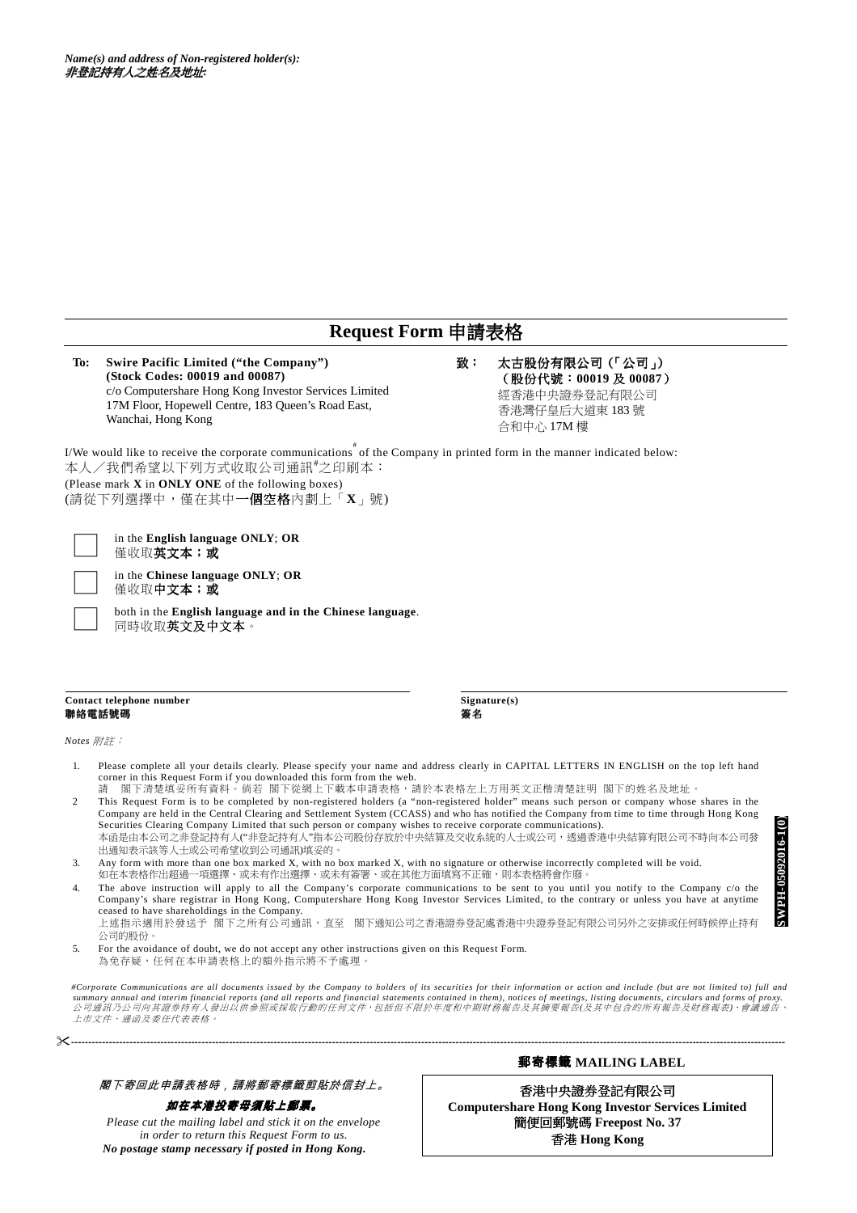*Name(s) and address of Non-registered holder(s):*
***非登記持有人之姓名及地址:***

# Request Form 申請表格

**To: Swire Pacific Limited ("the Company")**
**(Stock Codes: 00019 and 00087)**
c/o Computershare Hong Kong Investor Services Limited
17M Floor, Hopewell Centre, 183 Queen's Road East,
Wanchai, Hong Kong

**致： 太古股份有限公司（「公司」）**
**（股份代號：00019 及 00087）**
經香港中央證券登記有限公司
香港灣仔皇后大道東 183 號
合和中心 17M 樓

I/We would like to receive the corporate communications# of the Company in printed form in the manner indicated below:
本人／我們希望以下列方式收取公司通訊#之印刷本：
(Please mark **X** in **ONLY ONE** of the following boxes)
(請從下列選擇中，僅在其中**一個空格**內劃上「**X**」號)

☐ in the **English language ONLY**; **OR**
僅收取**英文本；或**

☐ in the **Chinese language ONLY**; **OR**
僅收取**中文本；或**

☐ both in the **English language and in the Chinese language**.
同時收取**英文及中文本**。

**Contact telephone number**
**聯絡電話號碼**

**Signature(s)**
**簽名**

*Notes 附註：*

1. Please complete all your details clearly. Please specify your name and address clearly in CAPITAL LETTERS IN ENGLISH on the top left hand corner in this Request Form if you downloaded this form from the web.
請　閣下清楚填妥所有資料。倘若　閣下從網上下載本申請表格，請於本表格左上方用英文正楷清楚註明　閣下的姓名及地址。
2. This Request Form is to be completed by non-registered holders (a "non-registered holder" means such person or company whose shares in the Company are held in the Central Clearing and Settlement System (CCASS) and who has notified the Company from time to time through Hong Kong Securities Clearing Company Limited that such person or company wishes to receive corporate communications).
本函是由本公司之非登記持有人("非登記持有人"指本公司股份存放於中央結算及交收系統的人士或公司，透過香港中央結算有限公司不時向本公司發出通知表示該等人士或公司希望收到公司通訊)填妥的。
3. Any form with more than one box marked X, with no box marked X, with no signature or otherwise incorrectly completed will be void.
如在本表格作出超過一項選擇、或未有作出選擇、或未有簽署、或在其他方面填寫不正確，則本表格將會作廢。
4. The above instruction will apply to all the Company's corporate communications to be sent to you until you notify to the Company c/o the Company's share registrar in Hong Kong, Computershare Hong Kong Investor Services Limited, to the contrary or unless you have at anytime ceased to have shareholdings in the Company.
上述指示適用於發送予　閣下之所有公司通訊，直至　閣下通知公司之香港證券登記處香港中央證券登記有限公司另外之安排或任何時候停止持有公司的股份。
5. For the avoidance of doubt, we do not accept any other instructions given on this Request Form.
為免存疑，任何在本申請表格上的額外指示將不予處理。

*#Corporate Communications are all documents issued by the Company to holders of its securities for their information or action and include (but are not limited to) full and summary annual and interim financial reports (and all reports and financial statements contained in them), notices of meetings, listing documents, circulars and forms of proxy.*
*公司通訊乃公司向其證券持有人發出以供參照或採取行動的任何文件，包括但不限於年度和中期財務報告及其摘要報告(及其中包含的所有報告及財務報表)、會議通告、上市文件、通函及委任代表表格。*

SWPH-05092016-1(0)

---

***閣下寄回此申請表格時，請將郵寄標籤剪貼於信封上。***
***如在本港投寄毋須貼上郵票。***
*Please cut the mailing label and stick it on the envelope in order to return this Request Form to us.*
***No postage stamp necessary if posted in Hong Kong.***

**郵寄標籤 MAILING LABEL**

**香港中央證券登記有限公司**
**Computershare Hong Kong Investor Services Limited**
**簡便回郵號碼 Freepost No. 37**
**香港 Hong Kong**